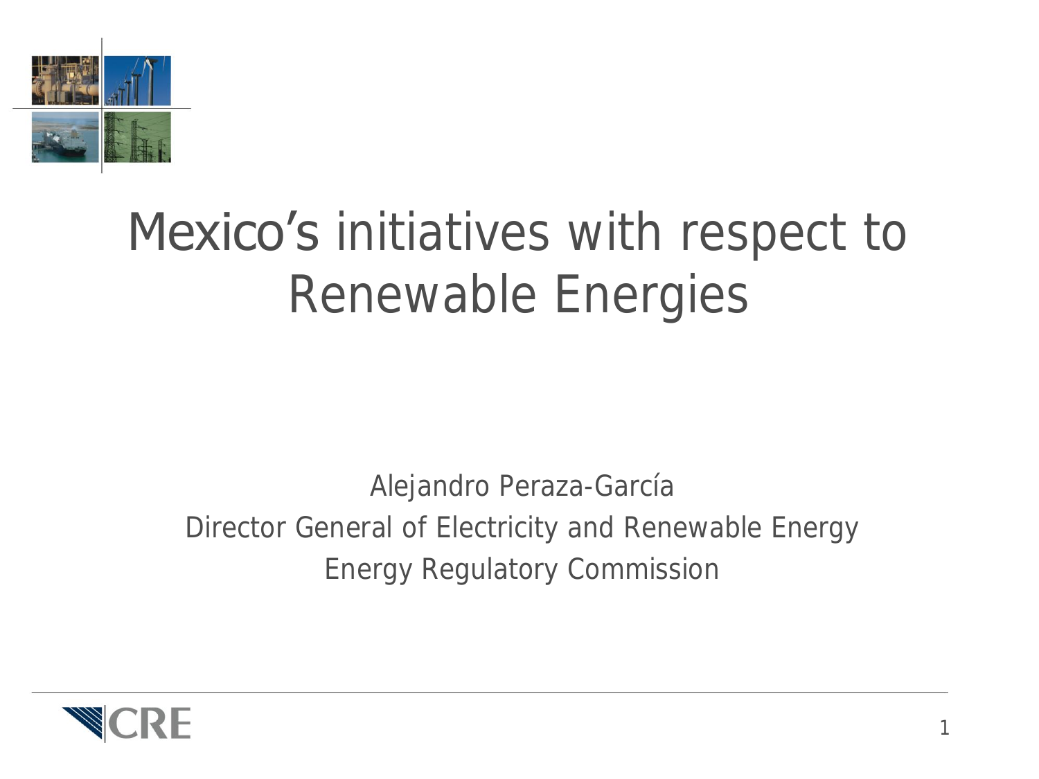# Mexico's initiatives with respect to Renewable Energies

Alejandro Peraza-García

Director General of Electricity and Renewable Energy

Energy Regulatory Commission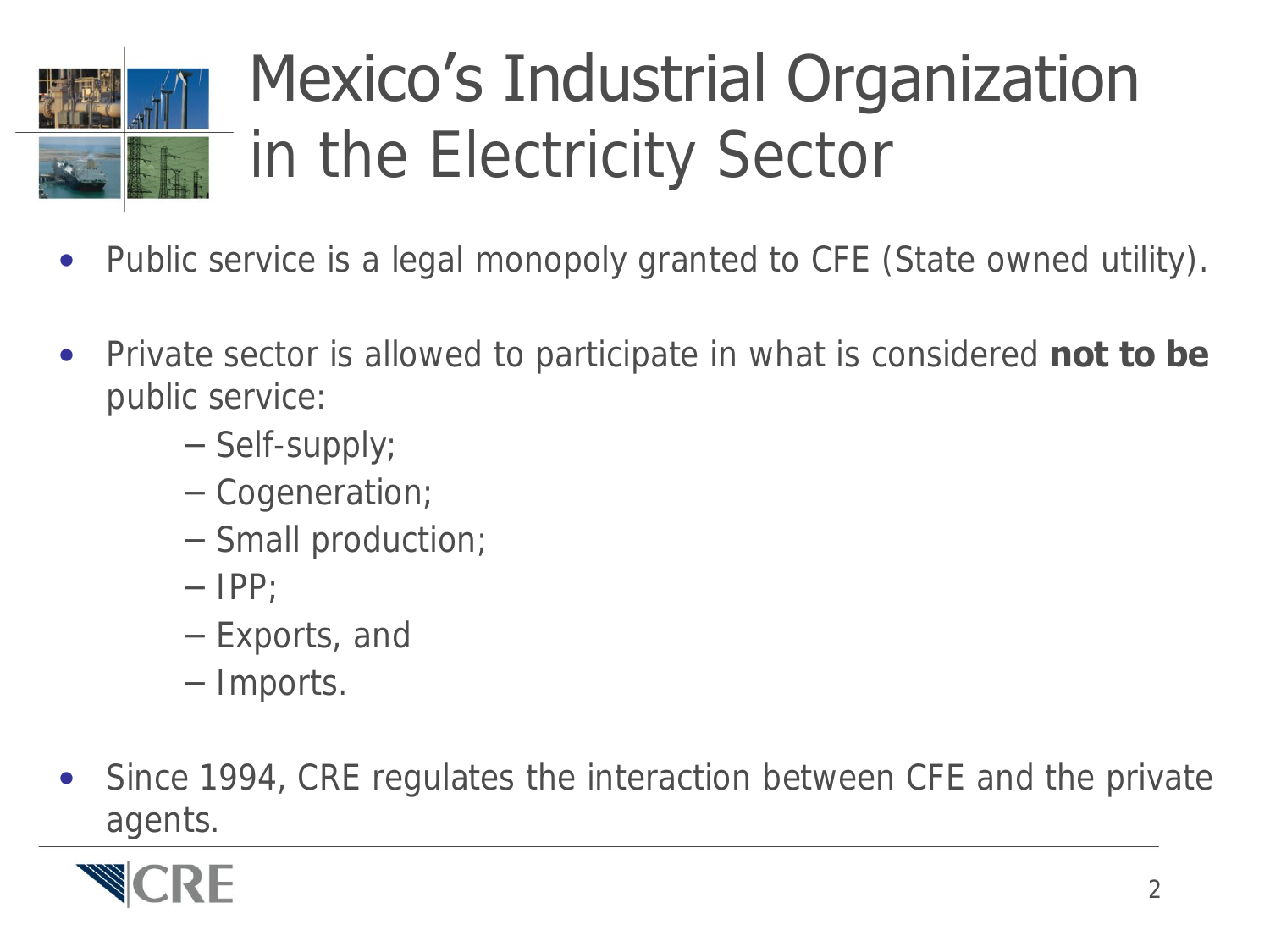# Mexico's Industrial Organization in the Electricity Sector

- Public service is a legal monopoly granted to CFE (State owned utility).
- Private sector is allowed to participate in what is considered **not to be** public service:
  - Self-supply;
  - Cogeneration;
  - Small production;
  - IPP;
  - Exports, and
  - Imports.
- Since 1994, CRE regulates the interaction between CFE and the private agents.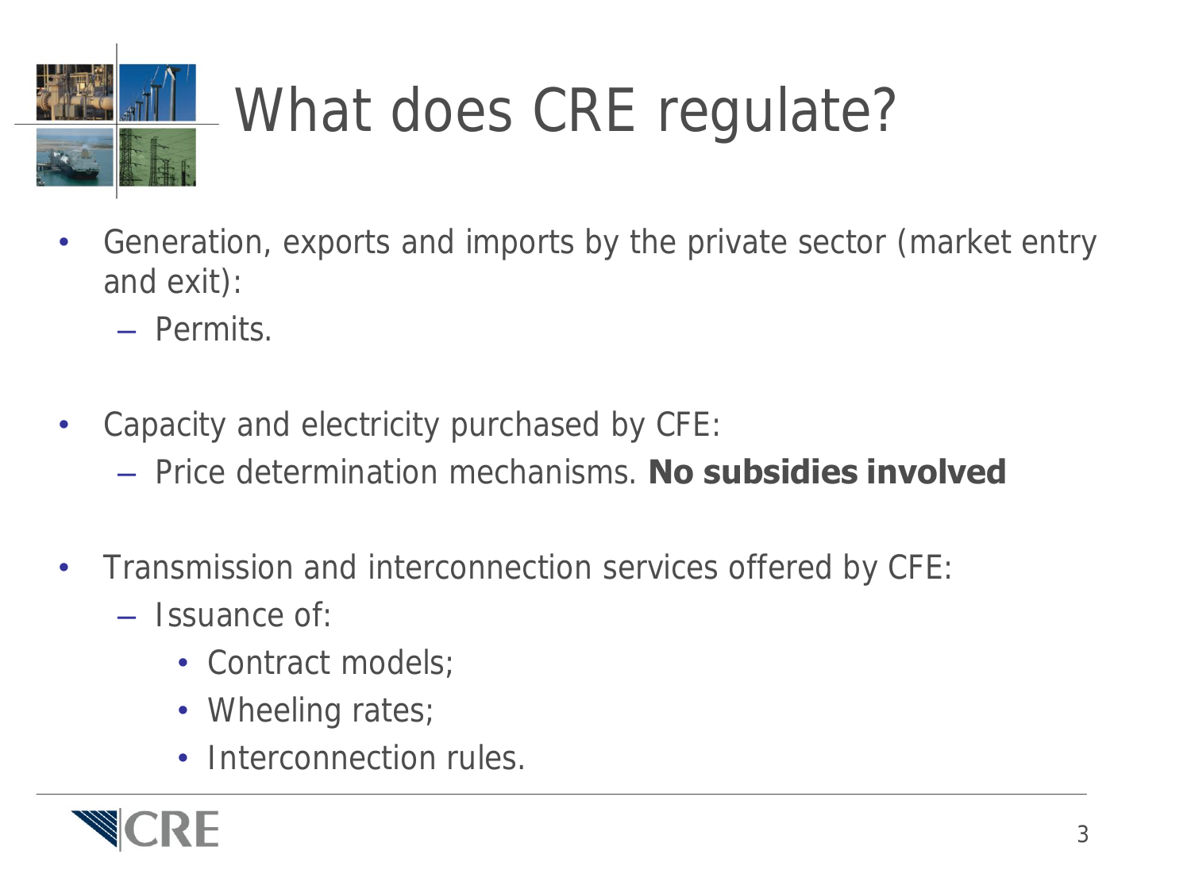# What does CRE regulate?

- Generation, exports and imports by the private sector (market entry and exit):
  - Permits.

- Capacity and electricity purchased by CFE:
  - Price determination mechanisms. **No subsidies involved**

- Transmission and interconnection services offered by CFE:
  - Issuance of:
    - Contract models;
    - Wheeling rates;
    - Interconnection rules.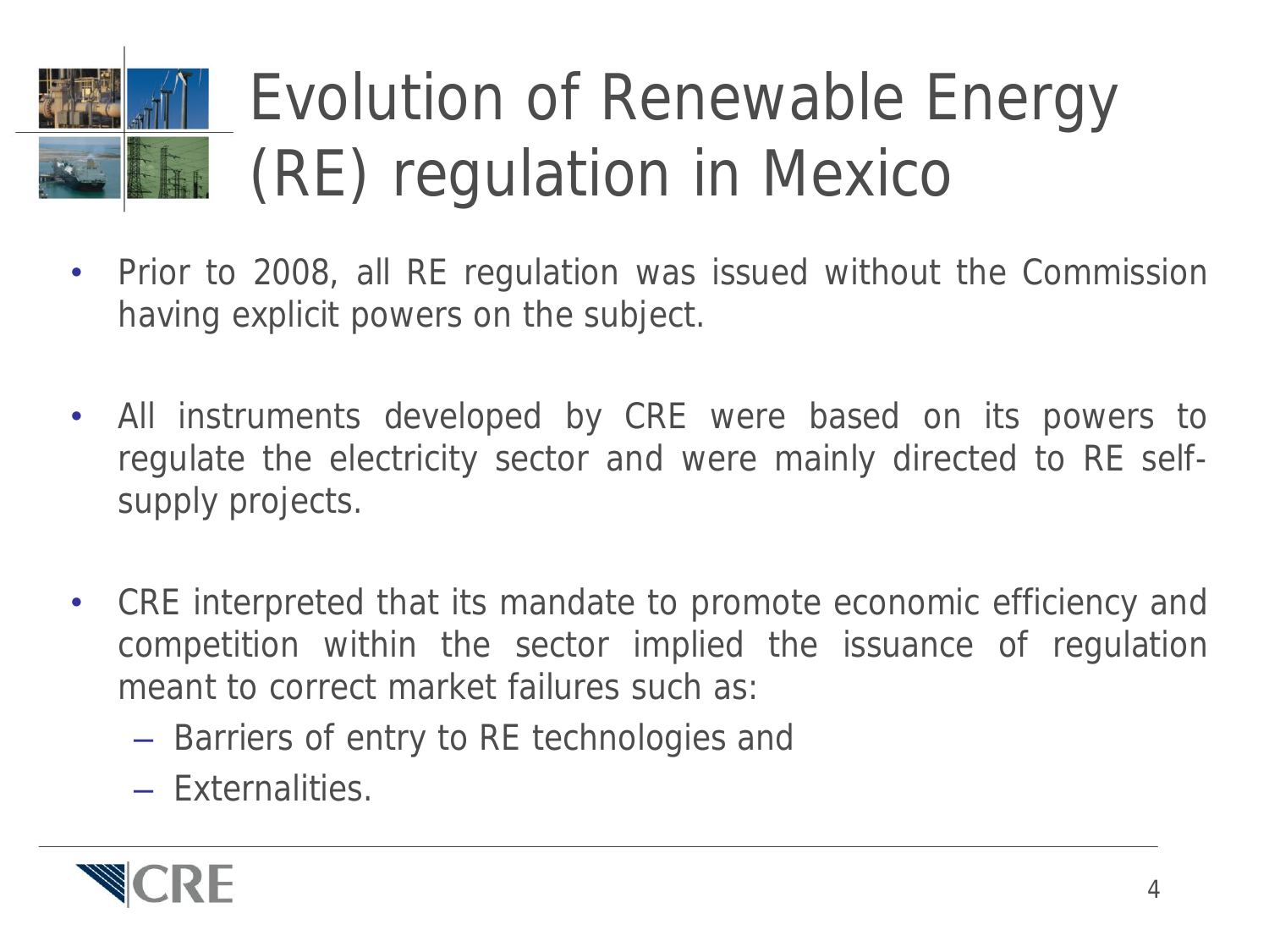# Evolution of Renewable Energy (RE) regulation in Mexico

- Prior to 2008, all RE regulation was issued without the Commission having explicit powers on the subject.

- All instruments developed by CRE were based on its powers to regulate the electricity sector and were mainly directed to RE self-supply projects.

- CRE interpreted that its mandate to promote economic efficiency and competition within the sector implied the issuance of regulation meant to correct market failures such as:
  - Barriers of entry to RE technologies and
  - Externalities.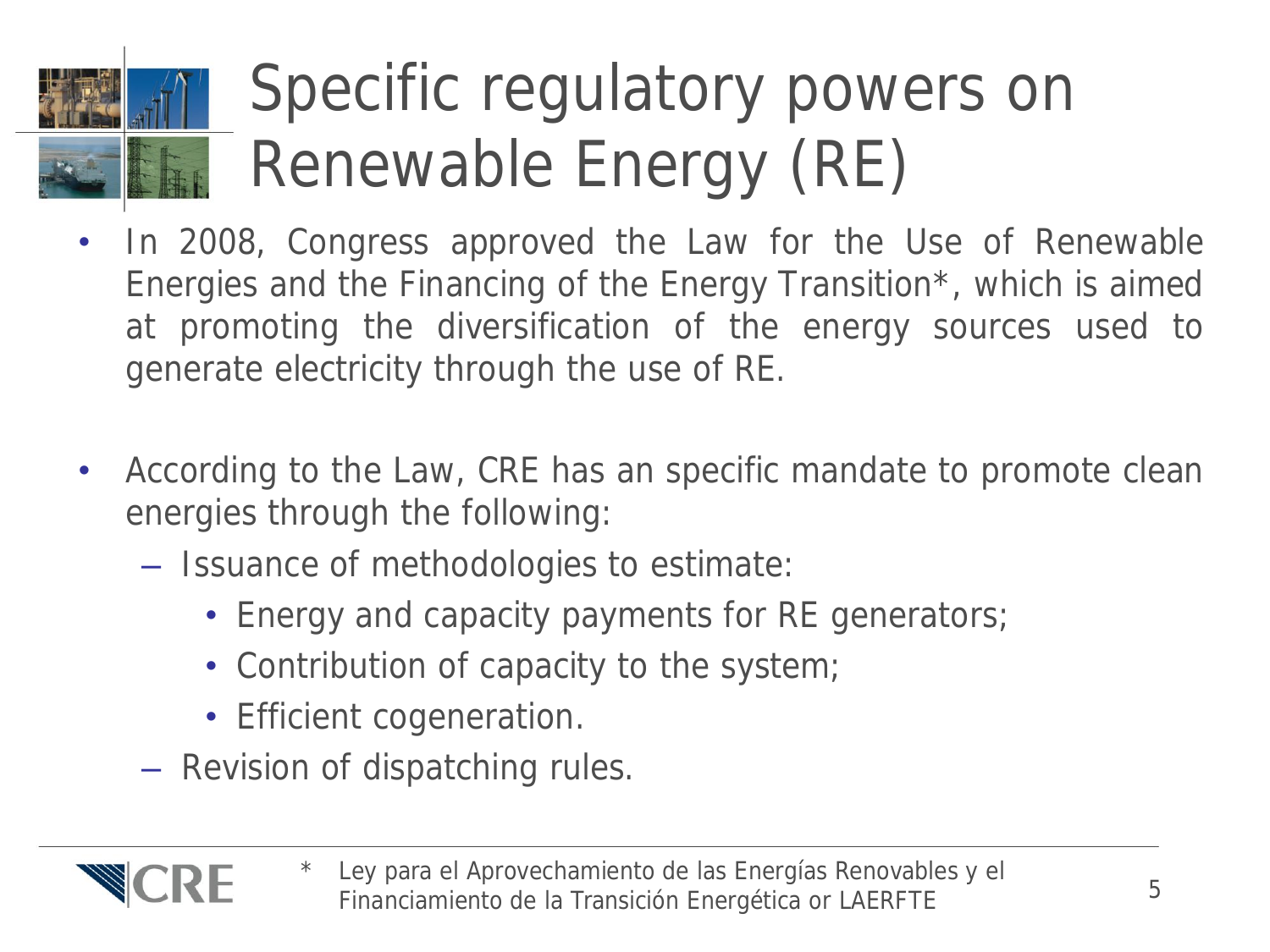# Specific regulatory powers on Renewable Energy (RE)

- In 2008, Congress approved the Law for the Use of Renewable Energies and the Financing of the Energy Transition*, which is aimed at promoting the diversification of the energy sources used to generate electricity through the use of RE.

- According to the Law, CRE has an specific mandate to promote clean energies through the following:
  - Issuance of methodologies to estimate:
    - Energy and capacity payments for RE generators;
    - Contribution of capacity to the system;
    - Efficient cogeneration.
  - Revision of dispatching rules.

\* Ley para el Aprovechamiento de las Energías Renovables y el Financiamiento de la Transición Energética or LAERFTE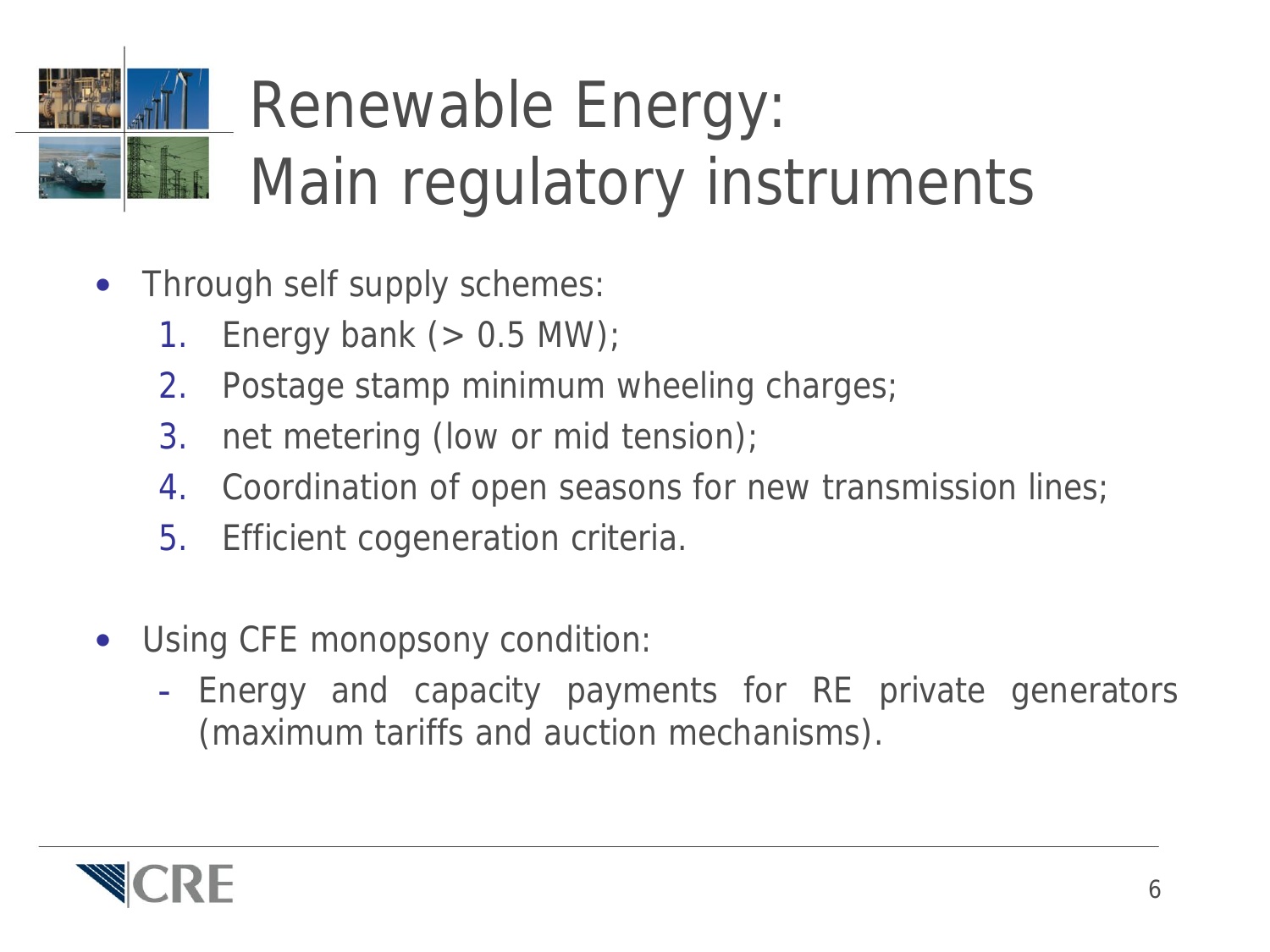# Renewable Energy: Main regulatory instruments

- Through self supply schemes:
  1. Energy bank (> 0.5 MW);
  2. Postage stamp minimum wheeling charges;
  3. net metering (low or mid tension);
  4. Coordination of open seasons for new transmission lines;
  5. Efficient cogeneration criteria.

- Using CFE monopsony condition:
  - Energy and capacity payments for RE private generators (maximum tariffs and auction mechanisms).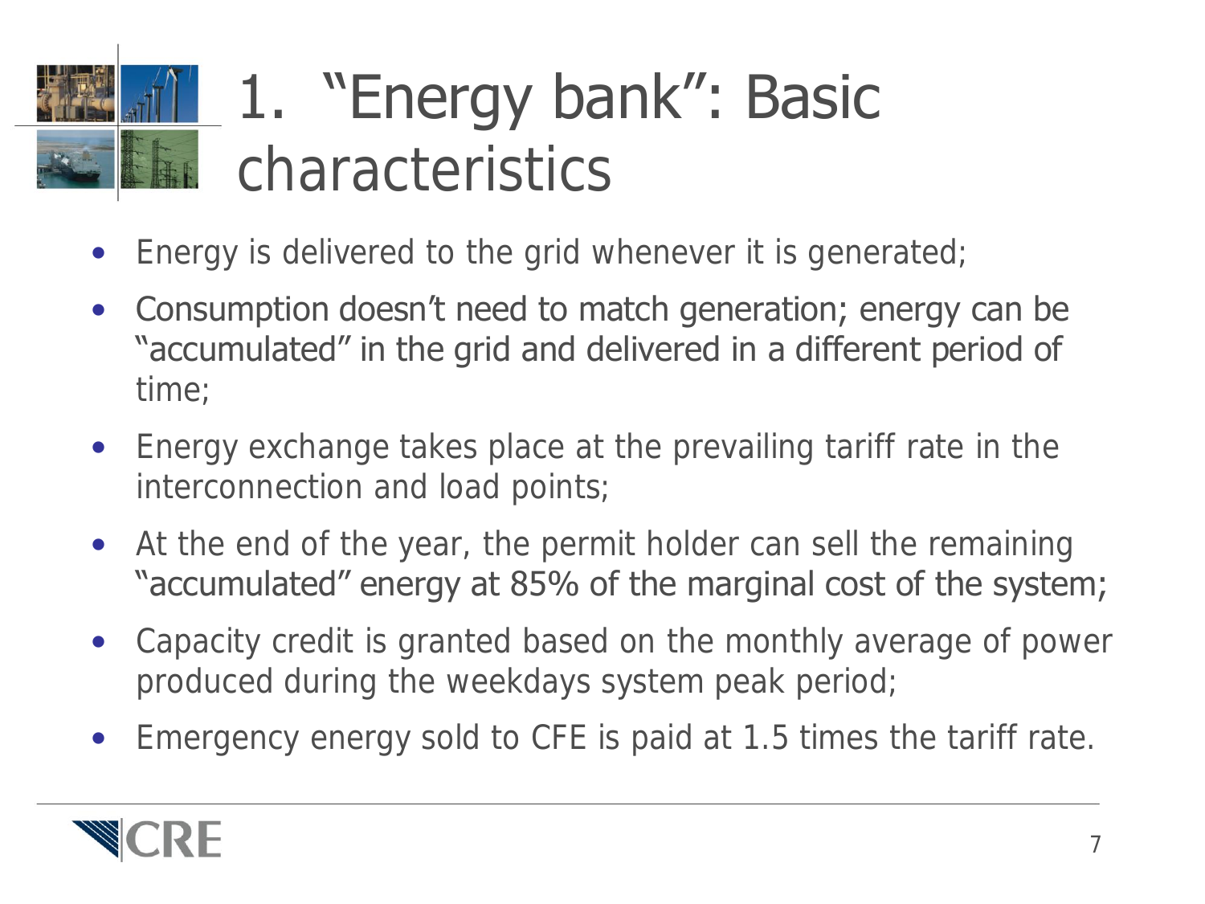# 1. "Energy bank": Basic characteristics

- Energy is delivered to the grid whenever it is generated;
- Consumption doesn't need to match generation; energy can be "accumulated" in the grid and delivered in a different period of time;
- Energy exchange takes place at the prevailing tariff rate in the interconnection and load points;
- At the end of the year, the permit holder can sell the remaining "accumulated" energy at 85% of the marginal cost of the system;
- Capacity credit is granted based on the monthly average of power produced during the weekdays system peak period;
- Emergency energy sold to CFE is paid at 1.5 times the tariff rate.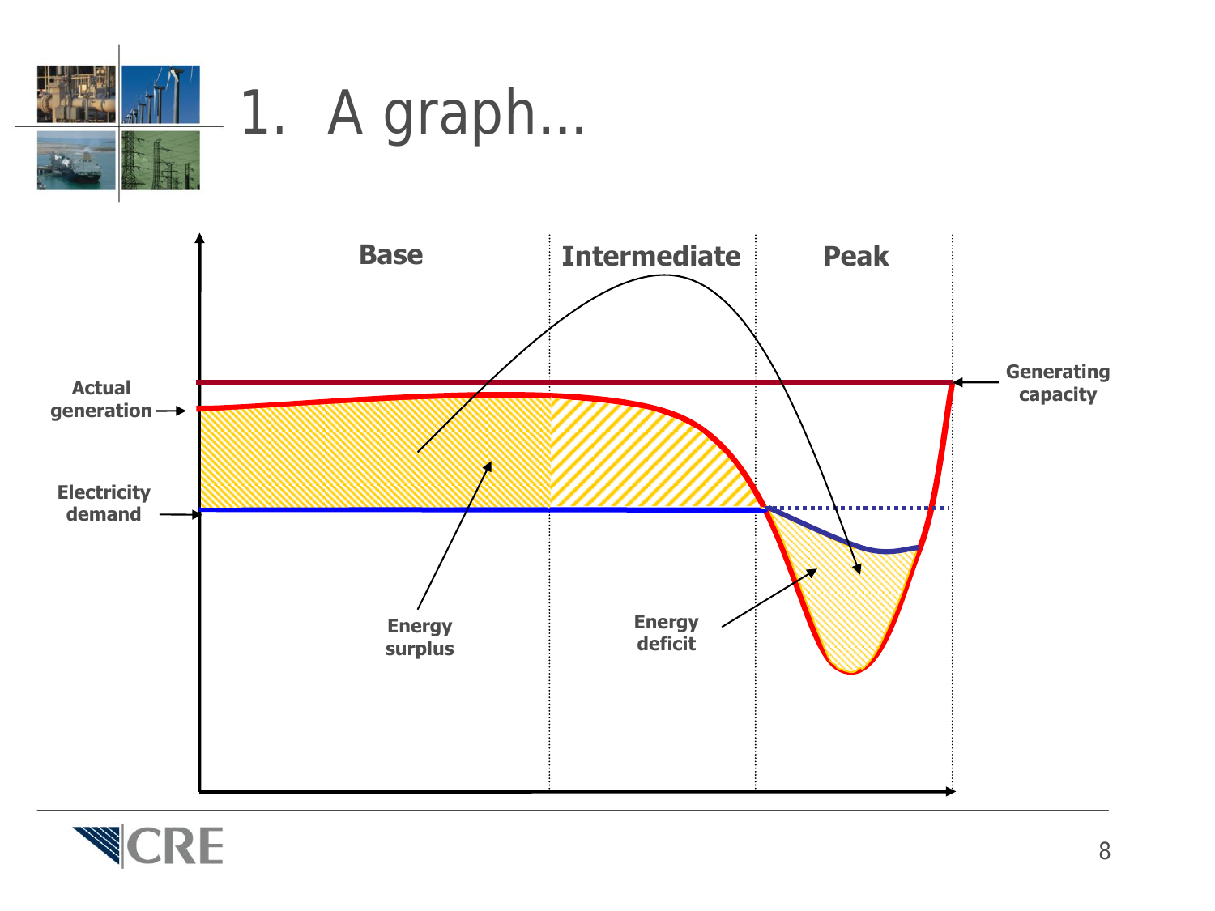# 1. A graph...

Base

Intermediate

Peak

Actual generation

Electricity demand

Generating capacity

Energy surplus

Energy deficit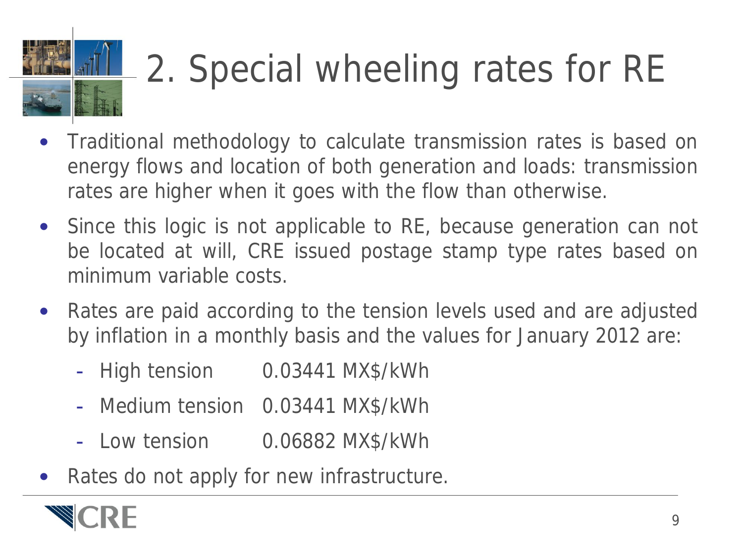# 2. Special wheeling rates for RE

- Traditional methodology to calculate transmission rates is based on energy flows and location of both generation and loads: transmission rates are higher when it goes with the flow than otherwise.
- Since this logic is not applicable to RE, because generation can not be located at will, CRE issued postage stamp type rates based on minimum variable costs.
- Rates are paid according to the tension levels used and are adjusted by inflation in a monthly basis and the values for January 2012 are:
  - High tension 0.03441 MX$/kWh
  - Medium tension 0.03441 MX$/kWh
  - Low tension 0.06882 MX$/kWh
- Rates do not apply for new infrastructure.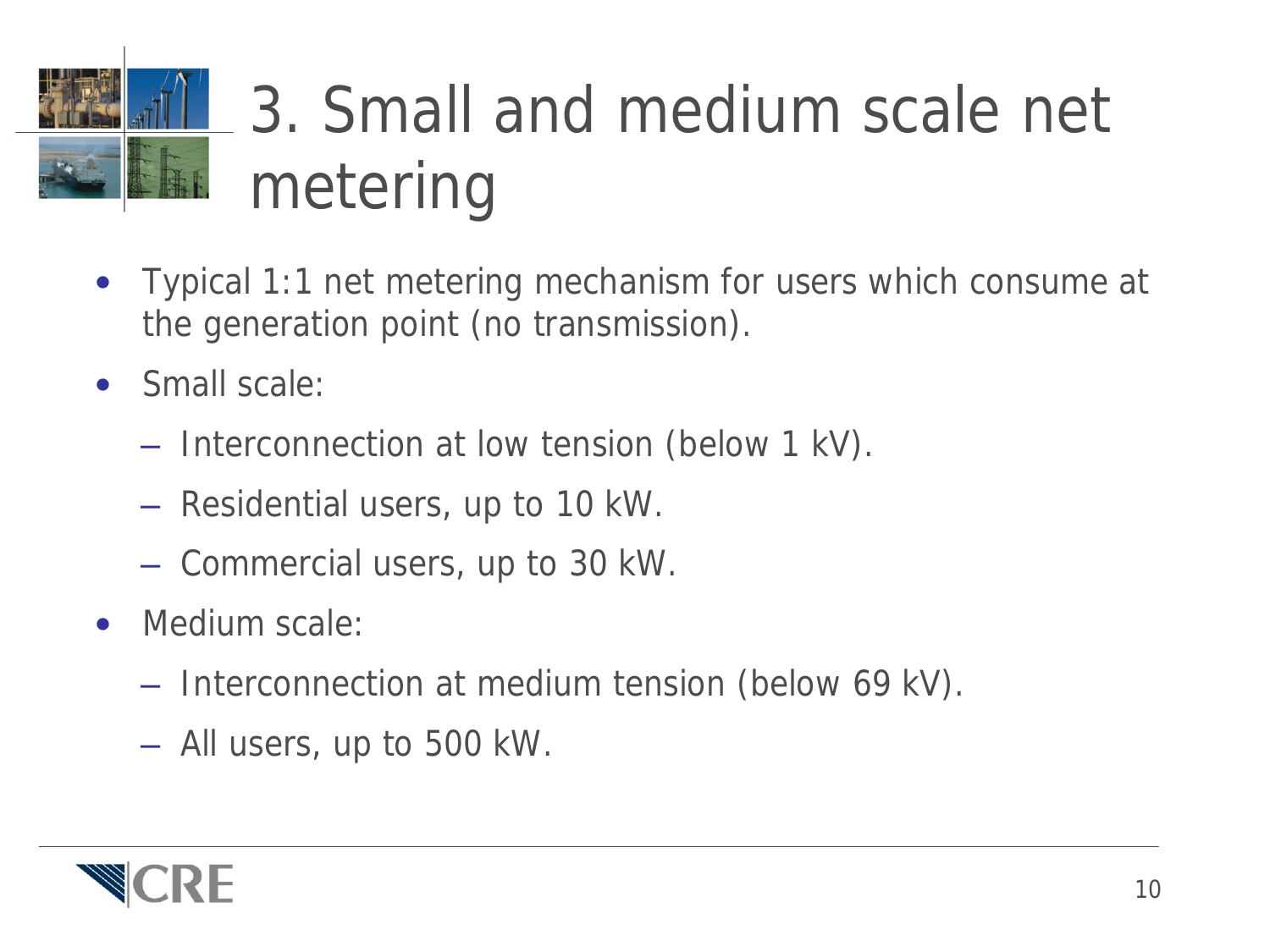# 3. Small and medium scale net metering

- Typical 1:1 net metering mechanism for users which consume at the generation point (no transmission).
- Small scale:
  - Interconnection at low tension (below 1 kV).
  - Residential users, up to 10 kW.
  - Commercial users, up to 30 kW.
- Medium scale:
  - Interconnection at medium tension (below 69 kV).
  - All users, up to 500 kW.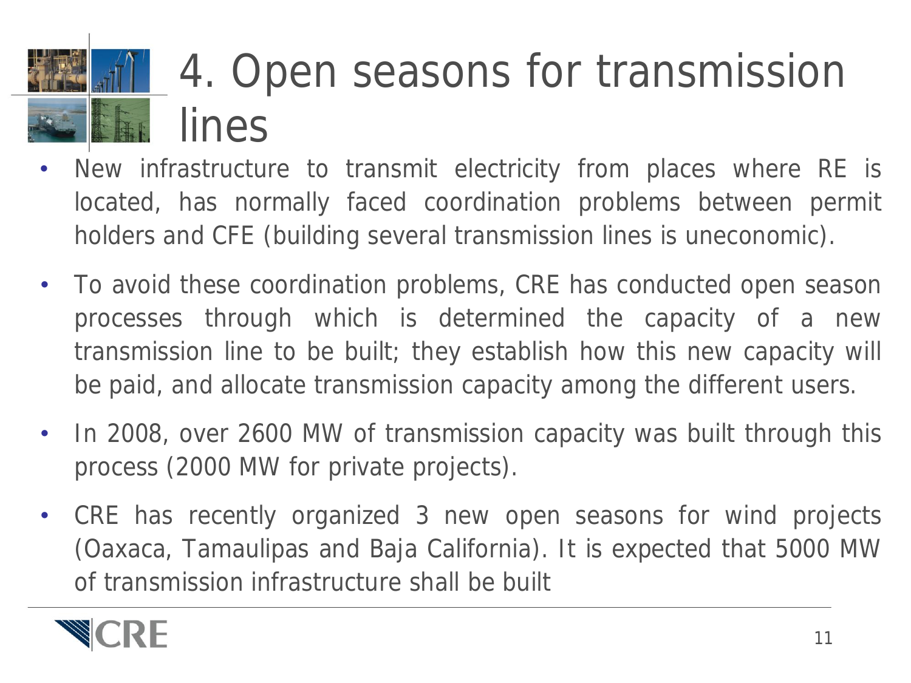# 4. Open seasons for transmission lines

- New infrastructure to transmit electricity from places where RE is located, has normally faced coordination problems between permit holders and CFE (building several transmission lines is uneconomic).
- To avoid these coordination problems, CRE has conducted open season processes through which is determined the capacity of a new transmission line to be built; they establish how this new capacity will be paid, and allocate transmission capacity among the different users.
- In 2008, over 2600 MW of transmission capacity was built through this process (2000 MW for private projects).
- CRE has recently organized 3 new open seasons for wind projects (Oaxaca, Tamaulipas and Baja California). It is expected that 5000 MW of transmission infrastructure shall be built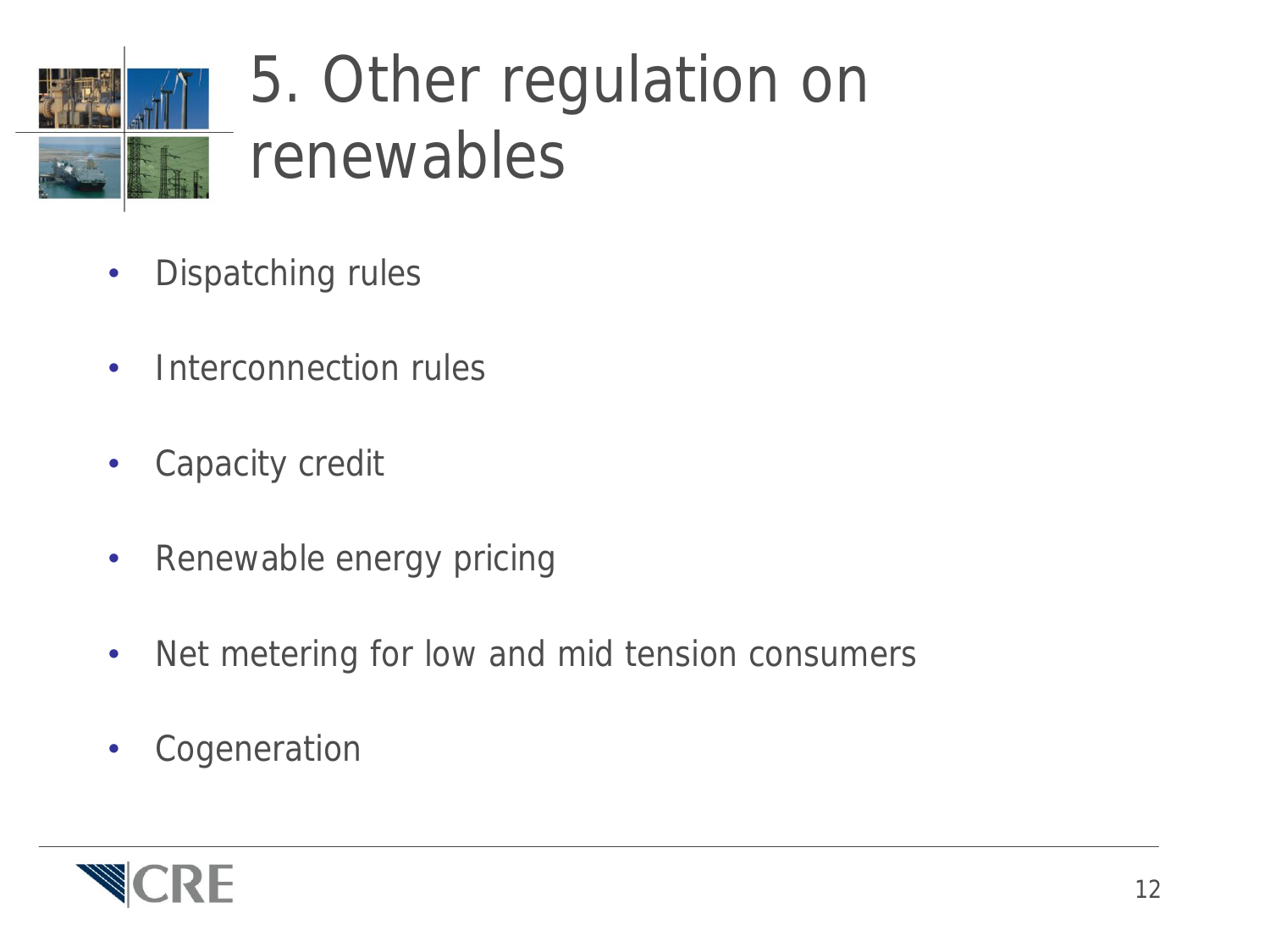# 5. Other regulation on renewables

- Dispatching rules
- Interconnection rules
- Capacity credit
- Renewable energy pricing
- Net metering for low and mid tension consumers
- Cogeneration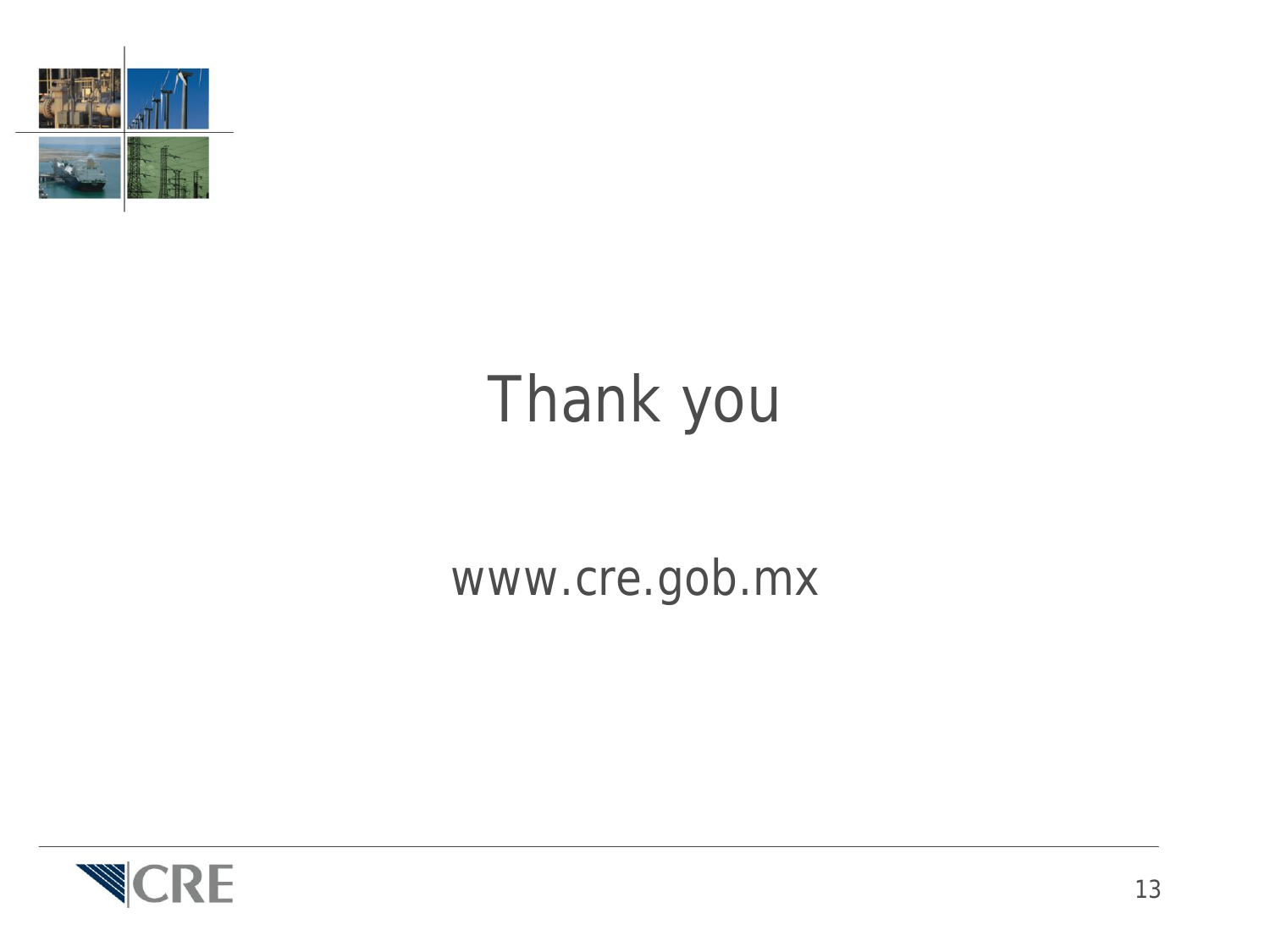# Thank you

www.cre.gob.mx